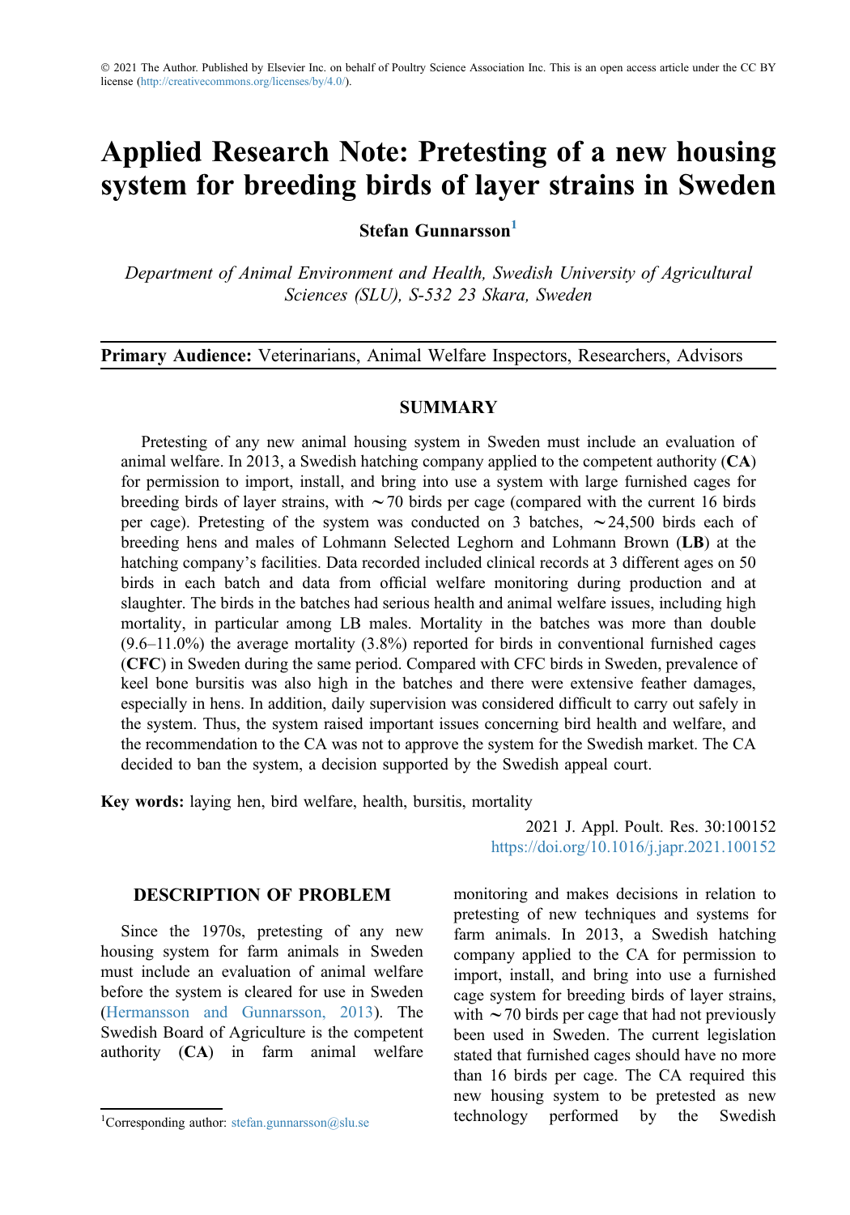© 2021 The Author. Published by Elsevier Inc. on behalf of Poultry Science Association Inc. This is an open access article under the CC BY license (http://creativecommons.org/licenses/by/4.0/).

# Applied Research Note: Pretesting of a new housing system for breeding birds of layer strains in Sweden

**Stefan Gunnarsson**[1]

*Department of Animal Environment and Health, Swedish University of Agricultural Sciences (SLU), S-532 23 Skara, Sweden*

**Primary Audience:** Veterinarians, Animal Welfare Inspectors, Researchers, Advisors

## SUMMARY

Pretesting of any new animal housing system in Sweden must include an evaluation of animal welfare. In 2013, a Swedish hatching company applied to the competent authority (**CA**) for permission to import, install, and bring into use a system with large furnished cages for breeding birds of layer strains, with ∼70 birds per cage (compared with the current 16 birds per cage). Pretesting of the system was conducted on 3 batches, ∼24,500 birds each of breeding hens and males of Lohmann Selected Leghorn and Lohmann Brown (**LB**) at the hatching company's facilities. Data recorded included clinical records at 3 different ages on 50 birds in each batch and data from official welfare monitoring during production and at slaughter. The birds in the batches had serious health and animal welfare issues, including high mortality, in particular among LB males. Mortality in the batches was more than double (9.6–11.0%) the average mortality (3.8%) reported for birds in conventional furnished cages (**CFC**) in Sweden during the same period. Compared with CFC birds in Sweden, prevalence of keel bone bursitis was also high in the batches and there were extensive feather damages, especially in hens. In addition, daily supervision was considered difficult to carry out safely in the system. Thus, the system raised important issues concerning bird health and welfare, and the recommendation to the CA was not to approve the system for the Swedish market. The CA decided to ban the system, a decision supported by the Swedish appeal court.

**Key words:** laying hen, bird welfare, health, bursitis, mortality

2021 J. Appl. Poult. Res. 30:100152
https://doi.org/10.1016/j.japr.2021.100152

## DESCRIPTION OF PROBLEM

Since the 1970s, pretesting of any new housing system for farm animals in Sweden must include an evaluation of animal welfare before the system is cleared for use in Sweden (Hermansson and Gunnarsson, 2013). The Swedish Board of Agriculture is the competent authority (**CA**) in farm animal welfare monitoring and makes decisions in relation to pretesting of new techniques and systems for farm animals. In 2013, a Swedish hatching company applied to the CA for permission to import, install, and bring into use a furnished cage system for breeding birds of layer strains, with ∼70 birds per cage that had not previously been used in Sweden. The current legislation stated that furnished cages should have no more than 16 birds per cage. The CA required this new housing system to be pretested as new technology performed by the Swedish

[1]Corresponding author: stefan.gunnarsson@slu.se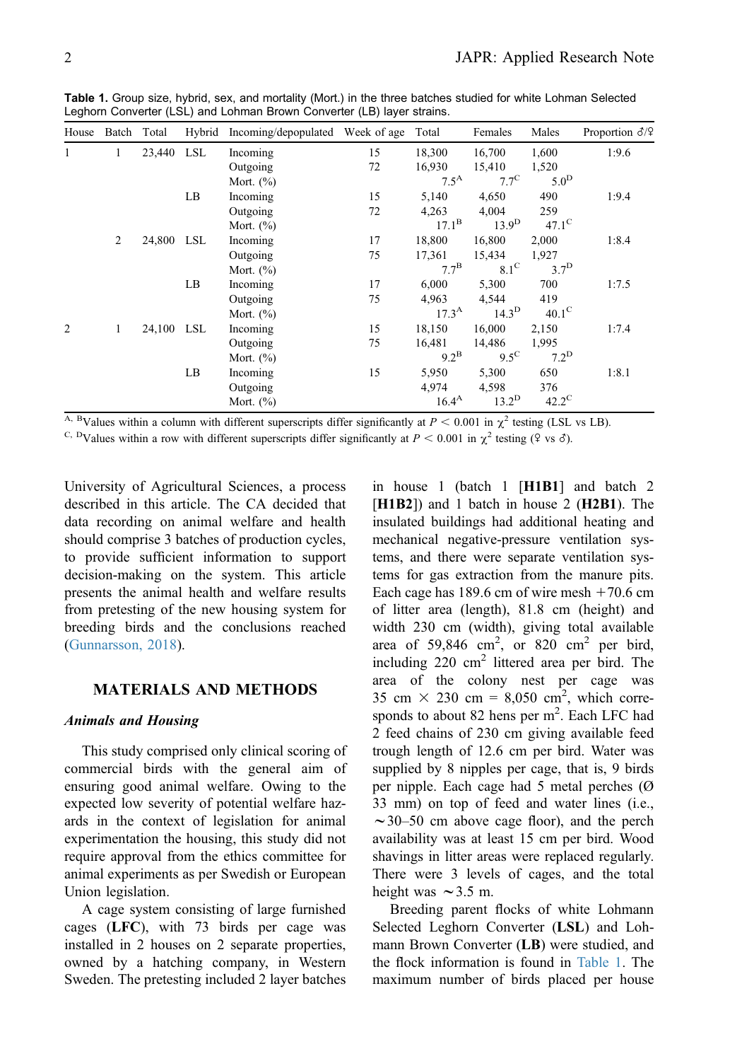**Table 1.** Group size, hybrid, sex, and mortality (Mort.) in the three batches studied for white Lohman Selected Leghorn Converter (LSL) and Lohman Brown Converter (LB) layer strains.

| House | Batch | Total | Hybrid | Incoming/depopulated | Week of age | Total | Females | Males | Proportion ♂/♀ |
|---|---|---|---|---|---|---|---|---|---|
| 1 | 1 | 23,440 | LSL | Incoming | 15 | 18,300 | 16,700 | 1,600 | 1:9.6 |
| | | | | Outgoing | 72 | 16,930 | 15,410 | 1,520 | |
| | | | | Mort. (%) | | 7.5$^{A}$ | 7.7$^{C}$ | 5.0$^{D}$ | |
| | | | LB | Incoming | 15 | 5,140 | 4,650 | 490 | 1:9.4 |
| | | | | Outgoing | 72 | 4,263 | 4,004 | 259 | |
| | | | | Mort. (%) | | 17.1$^{B}$ | 13.9$^{D}$ | 47.1$^{C}$ | |
| | 2 | 24,800 | LSL | Incoming | 17 | 18,800 | 16,800 | 2,000 | 1:8.4 |
| | | | | Outgoing | 75 | 17,361 | 15,434 | 1,927 | |
| | | | | Mort. (%) | | 7.7$^{B}$ | 8.1$^{C}$ | 3.7$^{D}$ | |
| | | | LB | Incoming | 17 | 6,000 | 5,300 | 700 | 1:7.5 |
| | | | | Outgoing | 75 | 4,963 | 4,544 | 419 | |
| | | | | Mort. (%) | | 17.3$^{A}$ | 14.3$^{D}$ | 40.1$^{C}$ | |
| 2 | 1 | 24,100 | LSL | Incoming | 15 | 18,150 | 16,000 | 2,150 | 1:7.4 |
| | | | | Outgoing | 75 | 16,481 | 14,486 | 1,995 | |
| | | | | Mort. (%) | | 9.2$^{B}$ | 9.5$^{C}$ | 7.2$^{D}$ | |
| | | | LB | Incoming | 15 | 5,950 | 5,300 | 650 | 1:8.1 |
| | | | | Outgoing | | 4,974 | 4,598 | 376 | |
| | | | | Mort. (%) | | 16.4$^{A}$ | 13.2$^{D}$ | 42.2$^{C}$ | |

$^{A, B}$Values within a column with different superscripts differ significantly at $P < 0.001$ in $\chi^2$ testing (LSL vs LB).

$^{C, D}$Values within a row with different superscripts differ significantly at $P < 0.001$ in $\chi^2$ testing (♀ vs ♂).

University of Agricultural Sciences, a process described in this article. The CA decided that data recording on animal welfare and health should comprise 3 batches of production cycles, to provide sufficient information to support decision-making on the system. This article presents the animal health and welfare results from pretesting of the new housing system for breeding birds and the conclusions reached (Gunnarsson, 2018).

## MATERIALS AND METHODS

### *Animals and Housing*

This study comprised only clinical scoring of commercial birds with the general aim of ensuring good animal welfare. Owing to the expected low severity of potential welfare hazards in the context of legislation for animal experimentation the housing, this study did not require approval from the ethics committee for animal experiments as per Swedish or European Union legislation.

A cage system consisting of large furnished cages (**LFC**), with 73 birds per cage was installed in 2 houses on 2 separate properties, owned by a hatching company, in Western Sweden. The pretesting included 2 layer batches in house 1 (batch 1 [**H1B1**] and batch 2 [**H1B2**]) and 1 batch in house 2 (**H2B1**). The insulated buildings had additional heating and mechanical negative-pressure ventilation systems, and there were separate ventilation systems for gas extraction from the manure pits. Each cage has 189.6 cm of wire mesh +70.6 cm of litter area (length), 81.8 cm (height) and width 230 cm (width), giving total available area of 59,846 cm$^2$, or 820 cm$^2$ per bird, including 220 cm$^2$ littered area per bird. The area of the colony nest per cage was 35 cm × 230 cm = 8,050 cm$^2$, which corresponds to about 82 hens per m$^2$. Each LFC had 2 feed chains of 230 cm giving available feed trough length of 12.6 cm per bird. Water was supplied by 8 nipples per cage, that is, 9 birds per nipple. Each cage had 5 metal perches (Ø 33 mm) on top of feed and water lines (i.e., ∼30–50 cm above cage floor), and the perch availability was at least 15 cm per bird. Wood shavings in litter areas were replaced regularly. There were 3 levels of cages, and the total height was ∼3.5 m.

Breeding parent flocks of white Lohmann Selected Leghorn Converter (**LSL**) and Lohmann Brown Converter (**LB**) were studied, and the flock information is found in Table 1. The maximum number of birds placed per house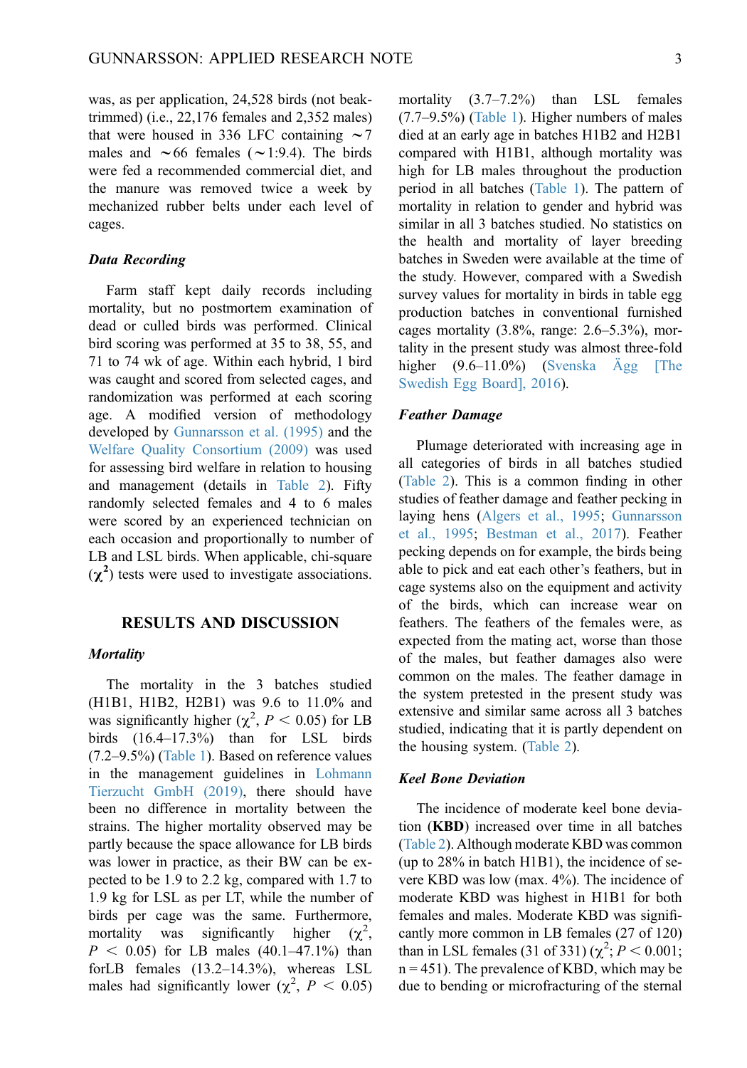was, as per application, 24,528 birds (not beak-trimmed) (i.e., 22,176 females and 2,352 males) that were housed in 336 LFC containing ∼7 males and ∼66 females (∼1:9.4). The birds were fed a recommended commercial diet, and the manure was removed twice a week by mechanized rubber belts under each level of cages.

### Data Recording

Farm staff kept daily records including mortality, but no postmortem examination of dead or culled birds was performed. Clinical bird scoring was performed at 35 to 38, 55, and 71 to 74 wk of age. Within each hybrid, 1 bird was caught and scored from selected cages, and randomization was performed at each scoring age. A modified version of methodology developed by Gunnarsson et al. (1995) and the Welfare Quality Consortium (2009) was used for assessing bird welfare in relation to housing and management (details in Table 2). Fifty randomly selected females and 4 to 6 males were scored by an experienced technician on each occasion and proportionally to number of LB and LSL birds. When applicable, chi-square ($\chi^2$) tests were used to investigate associations.

## RESULTS AND DISCUSSION

### Mortality

The mortality in the 3 batches studied (H1B1, H1B2, H2B1) was 9.6 to 11.0% and was significantly higher ($\chi^2$, $P < 0.05$) for LB birds (16.4–17.3%) than for LSL birds (7.2–9.5%) (Table 1). Based on reference values in the management guidelines in Lohmann Tierzucht GmbH (2019), there should have been no difference in mortality between the strains. The higher mortality observed may be partly because the space allowance for LB birds was lower in practice, as their BW can be expected to be 1.9 to 2.2 kg, compared with 1.7 to 1.9 kg for LSL as per LT, while the number of birds per cage was the same. Furthermore, mortality was significantly higher ($\chi^2$, $P < 0.05$) for LB males (40.1–47.1%) than forLB females (13.2–14.3%), whereas LSL males had significantly lower ($\chi^2$, $P < 0.05$) mortality (3.7–7.2%) than LSL females (7.7–9.5%) (Table 1). Higher numbers of males died at an early age in batches H1B2 and H2B1 compared with H1B1, although mortality was high for LB males throughout the production period in all batches (Table 1). The pattern of mortality in relation to gender and hybrid was similar in all 3 batches studied. No statistics on the health and mortality of layer breeding batches in Sweden were available at the time of the study. However, compared with a Swedish survey values for mortality in birds in table egg production batches in conventional furnished cages mortality (3.8%, range: 2.6–5.3%), mortality in the present study was almost three-fold higher (9.6–11.0%) (Svenska Ägg [The Swedish Egg Board], 2016).

### Feather Damage

Plumage deteriorated with increasing age in all categories of birds in all batches studied (Table 2). This is a common finding in other studies of feather damage and feather pecking in laying hens (Algers et al., 1995; Gunnarsson et al., 1995; Bestman et al., 2017). Feather pecking depends on for example, the birds being able to pick and eat each other's feathers, but in cage systems also on the equipment and activity of the birds, which can increase wear on feathers. The feathers of the females were, as expected from the mating act, worse than those of the males, but feather damages also were common on the males. The feather damage in the system pretested in the present study was extensive and similar same across all 3 batches studied, indicating that it is partly dependent on the housing system. (Table 2).

### Keel Bone Deviation

The incidence of moderate keel bone deviation (**KBD**) increased over time in all batches (Table 2). Although moderate KBD was common (up to 28% in batch H1B1), the incidence of severe KBD was low (max. 4%). The incidence of moderate KBD was highest in H1B1 for both females and males. Moderate KBD was significantly more common in LB females (27 of 120) than in LSL females (31 of 331) ($\chi^2$; $P < 0.001$; n = 451). The prevalence of KBD, which may be due to bending or microfracturing of the sternal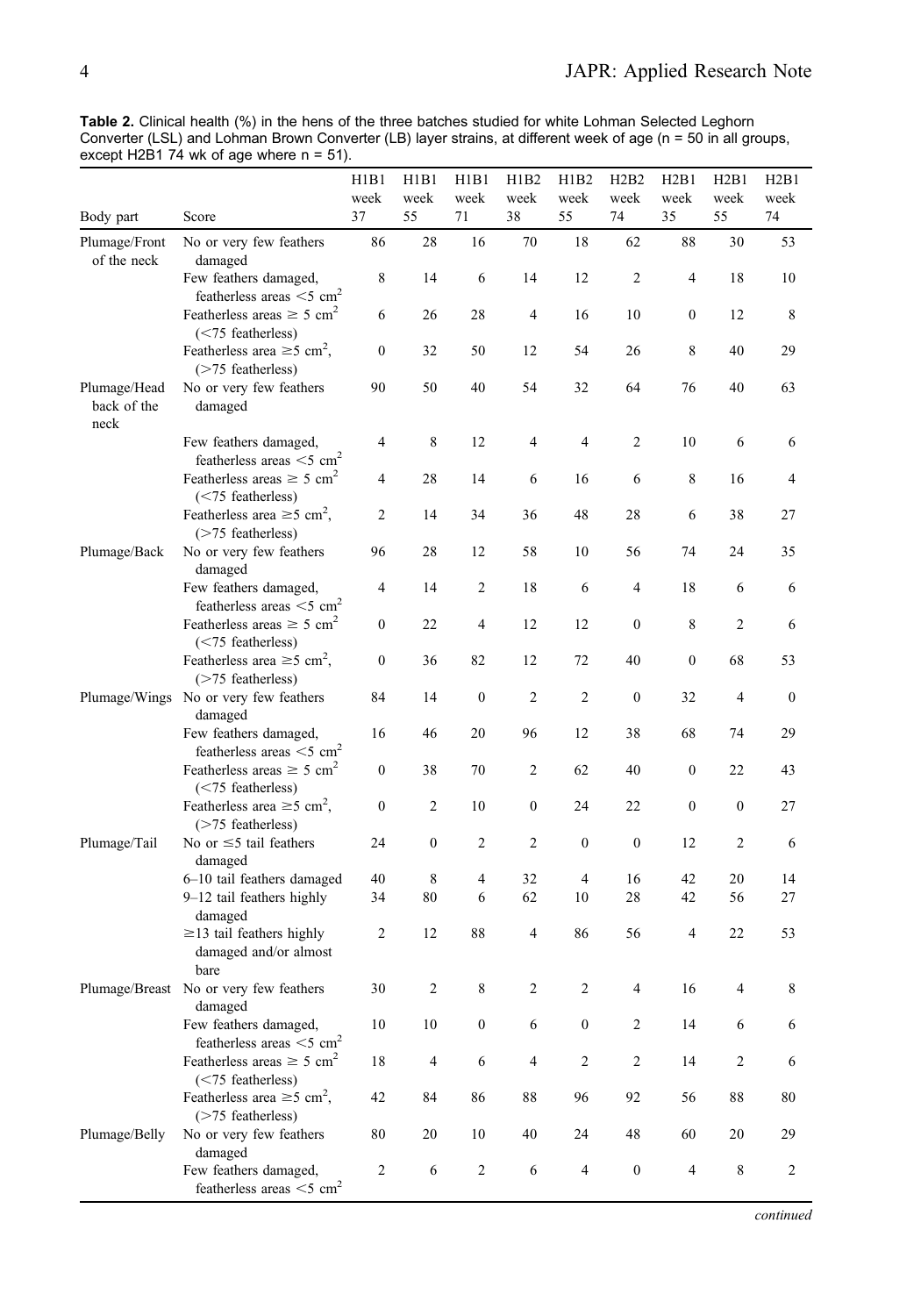**Table 2.** Clinical health (%) in the hens of the three batches studied for white Lohman Selected Leghorn Converter (LSL) and Lohman Brown Converter (LB) layer strains, at different week of age (n = 50 in all groups, except H2B1 74 wk of age where n = 51).

| Body part | Score | H1B1 week 37 | H1B1 week 55 | H1B1 week 71 | H1B2 week 38 | H1B2 week 55 | H2B2 week 74 | H2B1 week 35 | H2B1 week 55 | H2B1 week 74 |
|---|---|---|---|---|---|---|---|---|---|---|
| Plumage/Front of the neck | No or very few feathers damaged | 86 | 28 | 16 | 70 | 18 | 62 | 88 | 30 | 53 |
| | Few feathers damaged, featherless areas <5 $cm^2$ | 8 | 14 | 6 | 14 | 12 | 2 | 4 | 18 | 10 |
| | Featherless areas ≥ 5 $cm^2$ (<75 featherless) | 6 | 26 | 28 | 4 | 16 | 10 | 0 | 12 | 8 |
| | Featherless area ≥5 $cm^2$, (>75 featherless) | 0 | 32 | 50 | 12 | 54 | 26 | 8 | 40 | 29 |
| Plumage/Head back of the neck | No or very few feathers damaged | 90 | 50 | 40 | 54 | 32 | 64 | 76 | 40 | 63 |
| | Few feathers damaged, featherless areas <5 $cm^2$ | 4 | 8 | 12 | 4 | 4 | 2 | 10 | 6 | 6 |
| | Featherless areas ≥ 5 $cm^2$ (<75 featherless) | 4 | 28 | 14 | 6 | 16 | 6 | 8 | 16 | 4 |
| | Featherless area ≥5 $cm^2$, (>75 featherless) | 2 | 14 | 34 | 36 | 48 | 28 | 6 | 38 | 27 |
| Plumage/Back | No or very few feathers damaged | 96 | 28 | 12 | 58 | 10 | 56 | 74 | 24 | 35 |
| | Few feathers damaged, featherless areas <5 $cm^2$ | 4 | 14 | 2 | 18 | 6 | 4 | 18 | 6 | 6 |
| | Featherless areas ≥ 5 $cm^2$ (<75 featherless) | 0 | 22 | 4 | 12 | 12 | 0 | 8 | 2 | 6 |
| | Featherless area ≥5 $cm^2$, (>75 featherless) | 0 | 36 | 82 | 12 | 72 | 40 | 0 | 68 | 53 |
| Plumage/Wings | No or very few feathers damaged | 84 | 14 | 0 | 2 | 2 | 0 | 32 | 4 | 0 |
| | Few feathers damaged, featherless areas <5 $cm^2$ | 16 | 46 | 20 | 96 | 12 | 38 | 68 | 74 | 29 |
| | Featherless areas ≥ 5 $cm^2$ (<75 featherless) | 0 | 38 | 70 | 2 | 62 | 40 | 0 | 22 | 43 |
| | Featherless area ≥5 $cm^2$, (>75 featherless) | 0 | 2 | 10 | 0 | 24 | 22 | 0 | 0 | 27 |
| Plumage/Tail | No or ≤5 tail feathers damaged | 24 | 0 | 2 | 2 | 0 | 0 | 12 | 2 | 6 |
| | 6–10 tail feathers damaged | 40 | 8 | 4 | 32 | 4 | 16 | 42 | 20 | 14 |
| | 9–12 tail feathers highly damaged | 34 | 80 | 6 | 62 | 10 | 28 | 42 | 56 | 27 |
| | ≥13 tail feathers highly damaged and/or almost bare | 2 | 12 | 88 | 4 | 86 | 56 | 4 | 22 | 53 |
| Plumage/Breast | No or very few feathers damaged | 30 | 2 | 8 | 2 | 2 | 4 | 16 | 4 | 8 |
| | Few feathers damaged, featherless areas <5 $cm^2$ | 10 | 10 | 0 | 6 | 0 | 2 | 14 | 6 | 6 |
| | Featherless areas ≥ 5 $cm^2$ (<75 featherless) | 18 | 4 | 6 | 4 | 2 | 2 | 14 | 2 | 6 |
| | Featherless area ≥5 $cm^2$, (>75 featherless) | 42 | 84 | 86 | 88 | 96 | 92 | 56 | 88 | 80 |
| Plumage/Belly | No or very few feathers damaged | 80 | 20 | 10 | 40 | 24 | 48 | 60 | 20 | 29 |
| | Few feathers damaged, featherless areas <5 $cm^2$ | 2 | 6 | 2 | 6 | 4 | 0 | 4 | 8 | 2 |

*continued*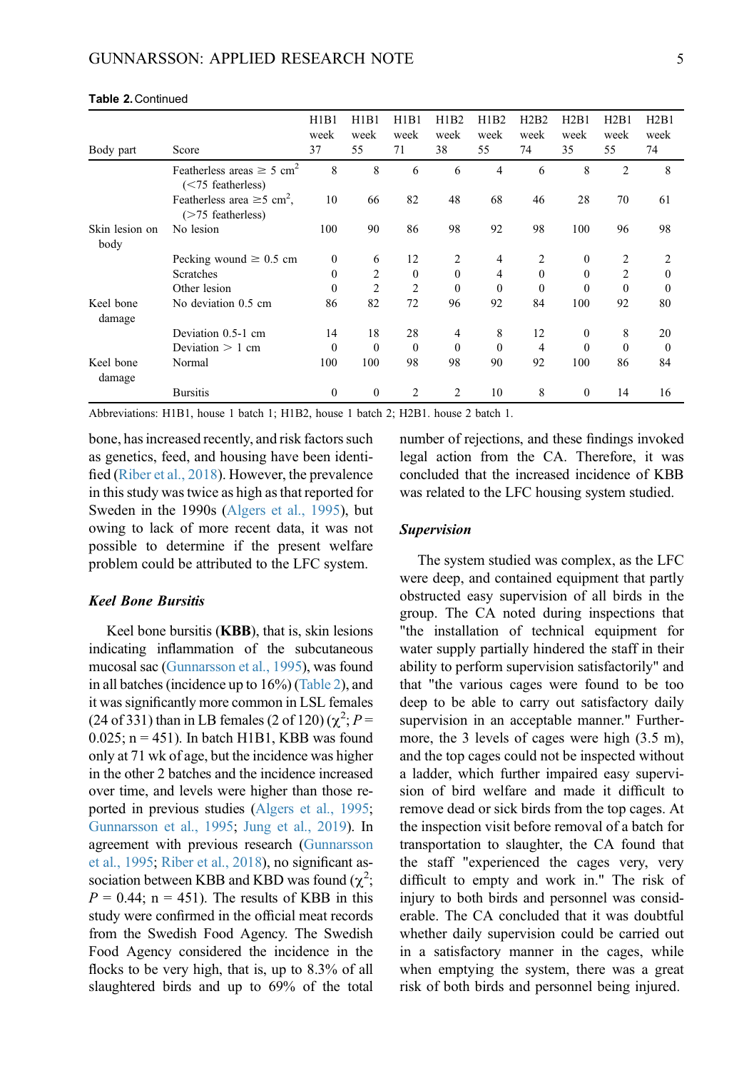**Table 2.** Continued

| Body part | Score | H1B1 week 37 | H1B1 week 55 | H1B1 week 71 | H1B2 week 38 | H1B2 week 55 | H2B2 week 74 | H2B1 week 35 | H2B1 week 55 | H2B1 week 74 |
|---|---|---|---|---|---|---|---|---|---|---|
| | Featherless areas ≥ 5 $cm^2$ (<75 featherless) | 8 | 8 | 6 | 6 | 4 | 6 | 8 | 2 | 8 |
| | Featherless area ≥5 $cm^2$, (>75 featherless) | 10 | 66 | 82 | 48 | 68 | 46 | 28 | 70 | 61 |
| Skin lesion on body | No lesion | 100 | 90 | 86 | 98 | 92 | 98 | 100 | 96 | 98 |
| | Pecking wound ≥ 0.5 cm | 0 | 6 | 12 | 2 | 4 | 2 | 0 | 2 | 2 |
| | Scratches | 0 | 2 | 0 | 0 | 4 | 0 | 0 | 2 | 0 |
| | Other lesion | 0 | 2 | 2 | 0 | 0 | 0 | 0 | 0 | 0 |
| Keel bone damage | No deviation 0.5 cm | 86 | 82 | 72 | 96 | 92 | 84 | 100 | 92 | 80 |
| | Deviation 0.5-1 cm | 14 | 18 | 28 | 4 | 8 | 12 | 0 | 8 | 20 |
| | Deviation > 1 cm | 0 | 0 | 0 | 0 | 0 | 4 | 0 | 0 | 0 |
| Keel bone damage | Normal | 100 | 100 | 98 | 98 | 90 | 92 | 100 | 86 | 84 |
| | Bursitis | 0 | 0 | 2 | 2 | 10 | 8 | 0 | 14 | 16 |

Abbreviations: H1B1, house 1 batch 1; H1B2, house 1 batch 2; H2B1. house 2 batch 1.

bone, has increased recently, and risk factors such as genetics, feed, and housing have been identified (Riber et al., 2018). However, the prevalence in this study was twice as high as that reported for Sweden in the 1990s (Algers et al., 1995), but owing to lack of more recent data, it was not possible to determine if the present welfare problem could be attributed to the LFC system.

### *Keel Bone Bursitis*

Keel bone bursitis (**KBB**), that is, skin lesions indicating inflammation of the subcutaneous mucosal sac (Gunnarsson et al., 1995), was found in all batches (incidence up to 16%) (Table 2), and it was significantly more common in LSL females (24 of 331) than in LB females (2 of 120) ($\chi^2$; $P = 0.025$; n = 451). In batch H1B1, KBB was found only at 71 wk of age, but the incidence was higher in the other 2 batches and the incidence increased over time, and levels were higher than those reported in previous studies (Algers et al., 1995; Gunnarsson et al., 1995; Jung et al., 2019). In agreement with previous research (Gunnarsson et al., 1995; Riber et al., 2018), no significant association between KBB and KBD was found ($\chi^2$; $P = 0.44$; n = 451). The results of KBB in this study were confirmed in the official meat records from the Swedish Food Agency. The Swedish Food Agency considered the incidence in the flocks to be very high, that is, up to 8.3% of all slaughtered birds and up to 69% of the total number of rejections, and these findings invoked legal action from the CA. Therefore, it was concluded that the increased incidence of KBB was related to the LFC housing system studied.

### *Supervision*

The system studied was complex, as the LFC were deep, and contained equipment that partly obstructed easy supervision of all birds in the group. The CA noted during inspections that "the installation of technical equipment for water supply partially hindered the staff in their ability to perform supervision satisfactorily" and that "the various cages were found to be too deep to be able to carry out satisfactory daily supervision in an acceptable manner." Furthermore, the 3 levels of cages were high (3.5 m), and the top cages could not be inspected without a ladder, which further impaired easy supervision of bird welfare and made it difficult to remove dead or sick birds from the top cages. At the inspection visit before removal of a batch for transportation to slaughter, the CA found that the staff "experienced the cages very, very difficult to empty and work in." The risk of injury to both birds and personnel was considerable. The CA concluded that it was doubtful whether daily supervision could be carried out in a satisfactory manner in the cages, while when emptying the system, there was a great risk of both birds and personnel being injured.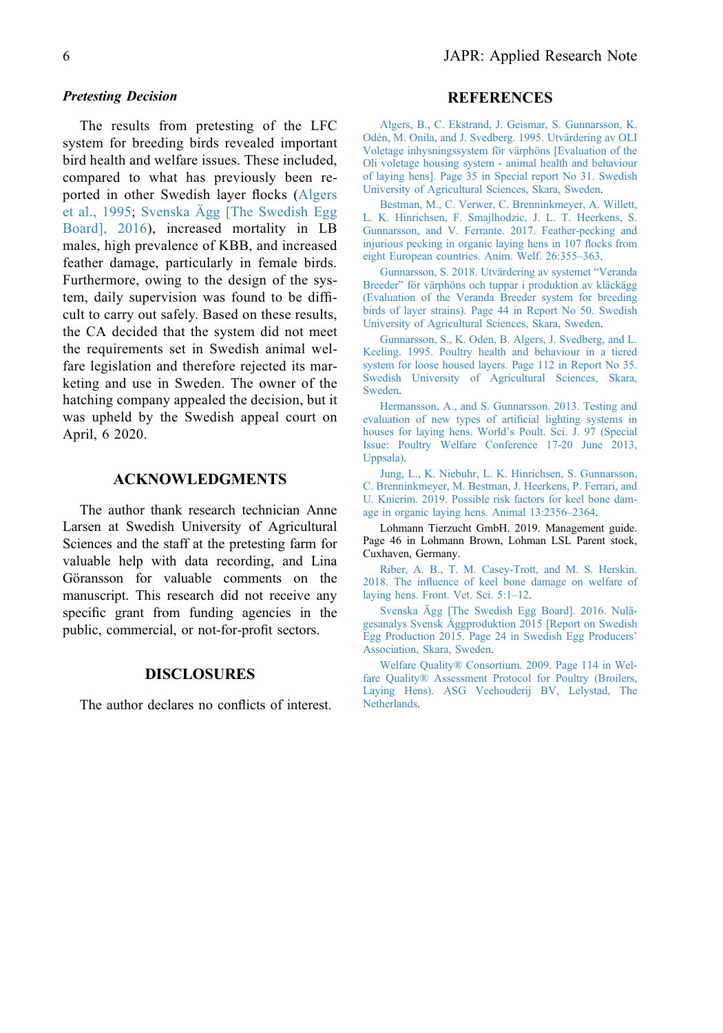### *Pretesting Decision*

The results from pretesting of the LFC system for breeding birds revealed important bird health and welfare issues. These included, compared to what has previously been reported in other Swedish layer flocks (Algers et al., 1995; Svenska Ägg [The Swedish Egg Board], 2016), increased mortality in LB males, high prevalence of KBB, and increased feather damage, particularly in female birds. Furthermore, owing to the design of the system, daily supervision was found to be difficult to carry out safely. Based on these results, the CA decided that the system did not meet the requirements set in Swedish animal welfare legislation and therefore rejected its marketing and use in Sweden. The owner of the hatching company appealed the decision, but it was upheld by the Swedish appeal court on April, 6 2020.

## ACKNOWLEDGMENTS

The author thank research technician Anne Larsen at Swedish University of Agricultural Sciences and the staff at the pretesting farm for valuable help with data recording, and Lina Göransson for valuable comments on the manuscript. This research did not receive any specific grant from funding agencies in the public, commercial, or not-for-profit sectors.

## DISCLOSURES

The author declares no conflicts of interest.

## REFERENCES

Algers, B., C. Ekstrand, J. Geismar, S. Gunnarsson, K. Odén, M. Onila, and J. Svedberg. 1995. Utvärdering av OLI Voletage inhysningssystem för värphöns [Evaluation of the Oli voletage housing system - animal health and behaviour of laying hens]. Page 35 in Special report No 31. Swedish University of Agricultural Sciences, Skara, Sweden.

Bestman, M., C. Verwer, C. Brenninkmeyer, A. Willett, L. K. Hinrichsen, F. Smajlhodzic, J. L. T. Heerkens, S. Gunnarsson, and V. Ferrante. 2017. Feather-pecking and injurious pecking in organic laying hens in 107 flocks from eight European countries. Anim. Welf. 26:355–363.

Gunnarsson, S. 2018. Utvärdering av systemet "Veranda Breeder" för värphöns och tuppar i produktion av kläckägg (Evaluation of the Veranda Breeder system for breeding birds of layer strains). Page 44 in Report No 50. Swedish University of Agricultural Sciences, Skara, Sweden.

Gunnarsson, S., K. Oden, B. Algers, J. Svedberg, and L. Keeling. 1995. Poultry health and behaviour in a tiered system for loose housed layers. Page 112 in Report No 35. Swedish University of Agricultural Sciences, Skara, Sweden.

Hermansson, A., and S. Gunnarsson. 2013. Testing and evaluation of new types of artificial lighting systems in houses for laying hens. World's Poult. Sci. J. 97 (Special Issue: Poultry Welfare Conference 17-20 June 2013, Uppsala).

Jung, L., K. Niebuhr, L. K. Hinrichsen, S. Gunnarsson, C. Brenninkmeyer, M. Bestman, J. Heerkens, P. Ferrari, and U. Knierim. 2019. Possible risk factors for keel bone damage in organic laying hens. Animal 13:2356–2364.

Lohmann Tierzucht GmbH. 2019. Management guide. Page 46 in Lohmann Brown, Lohman LSL Parent stock, Cuxhaven, Germany.

Riber, A. B., T. M. Casey-Trott, and M. S. Herskin. 2018. The influence of keel bone damage on welfare of laying hens. Front. Vet. Sci. 5:1–12.

Svenska Ägg [The Swedish Egg Board]. 2016. Nulägesanalys Svensk Äggproduktion 2015 [Report on Swedish Egg Production 2015. Page 24 in Swedish Egg Producers' Association, Skara, Sweden.

Welfare Quality® Consortium. 2009. Page 114 in Welfare Quality® Assessment Protocol for Poultry (Broilers, Laying Hens). ASG Veehouderij BV, Lelystad, The Netherlands.